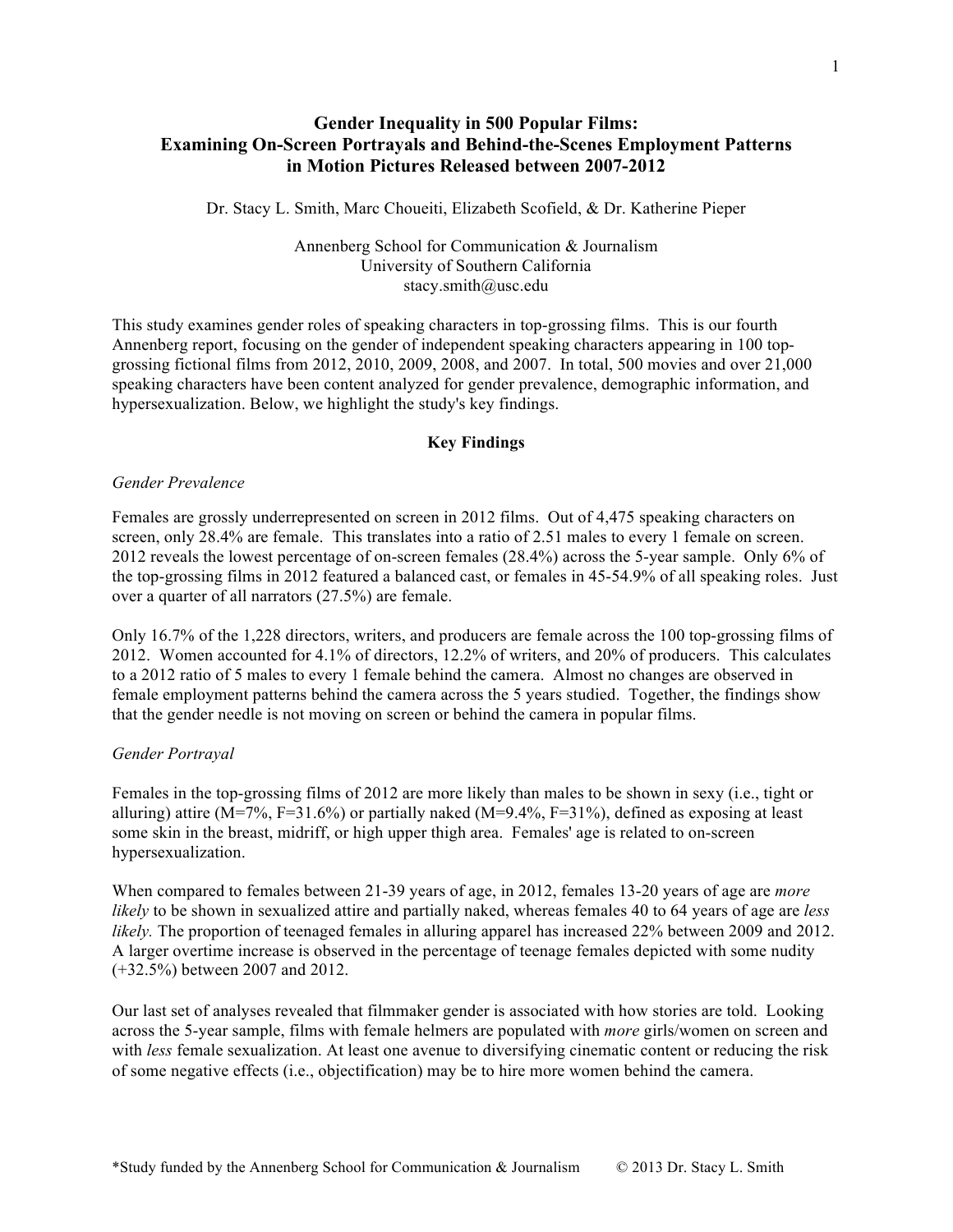# Gender Inequality in 500 Popular Films: Examining On-Screen Portrayals and Behind-the-Scenes Employment Patterns in Motion Pictures Released between 2007-2012

Dr. Stacy L. Smith, Marc Choueiti, Elizabeth Scofield, & Dr. Katherine Pieper

Annenberg School for Communication & Journalism
University of Southern California
stacy.smith@usc.edu

This study examines gender roles of speaking characters in top-grossing films. This is our fourth Annenberg report, focusing on the gender of independent speaking characters appearing in 100 top-grossing fictional films from 2012, 2010, 2009, 2008, and 2007. In total, 500 movies and over 21,000 speaking characters have been content analyzed for gender prevalence, demographic information, and hypersexualization. Below, we highlight the study's key findings.

## Key Findings

### *Gender Prevalence*

Females are grossly underrepresented on screen in 2012 films. Out of 4,475 speaking characters on screen, only 28.4% are female. This translates into a ratio of 2.51 males to every 1 female on screen. 2012 reveals the lowest percentage of on-screen females (28.4%) across the 5-year sample. Only 6% of the top-grossing films in 2012 featured a balanced cast, or females in 45-54.9% of all speaking roles. Just over a quarter of all narrators (27.5%) are female.

Only 16.7% of the 1,228 directors, writers, and producers are female across the 100 top-grossing films of 2012. Women accounted for 4.1% of directors, 12.2% of writers, and 20% of producers. This calculates to a 2012 ratio of 5 males to every 1 female behind the camera. Almost no changes are observed in female employment patterns behind the camera across the 5 years studied. Together, the findings show that the gender needle is not moving on screen or behind the camera in popular films.

### *Gender Portrayal*

Females in the top-grossing films of 2012 are more likely than males to be shown in sexy (i.e., tight or alluring) attire (M=7%, F=31.6%) or partially naked (M=9.4%, F=31%), defined as exposing at least some skin in the breast, midriff, or high upper thigh area. Females' age is related to on-screen hypersexualization.

When compared to females between 21-39 years of age, in 2012, females 13-20 years of age are *more likely* to be shown in sexualized attire and partially naked, whereas females 40 to 64 years of age are *less likely.* The proportion of teenaged females in alluring apparel has increased 22% between 2009 and 2012. A larger overtime increase is observed in the percentage of teenage females depicted with some nudity (+32.5%) between 2007 and 2012.

Our last set of analyses revealed that filmmaker gender is associated with how stories are told. Looking across the 5-year sample, films with female helmers are populated with *more* girls/women on screen and with *less* female sexualization. At least one avenue to diversifying cinematic content or reducing the risk of some negative effects (i.e., objectification) may be to hire more women behind the camera.

*Study funded by the Annenberg School for Communication & Journalism © 2013 Dr. Stacy L. Smith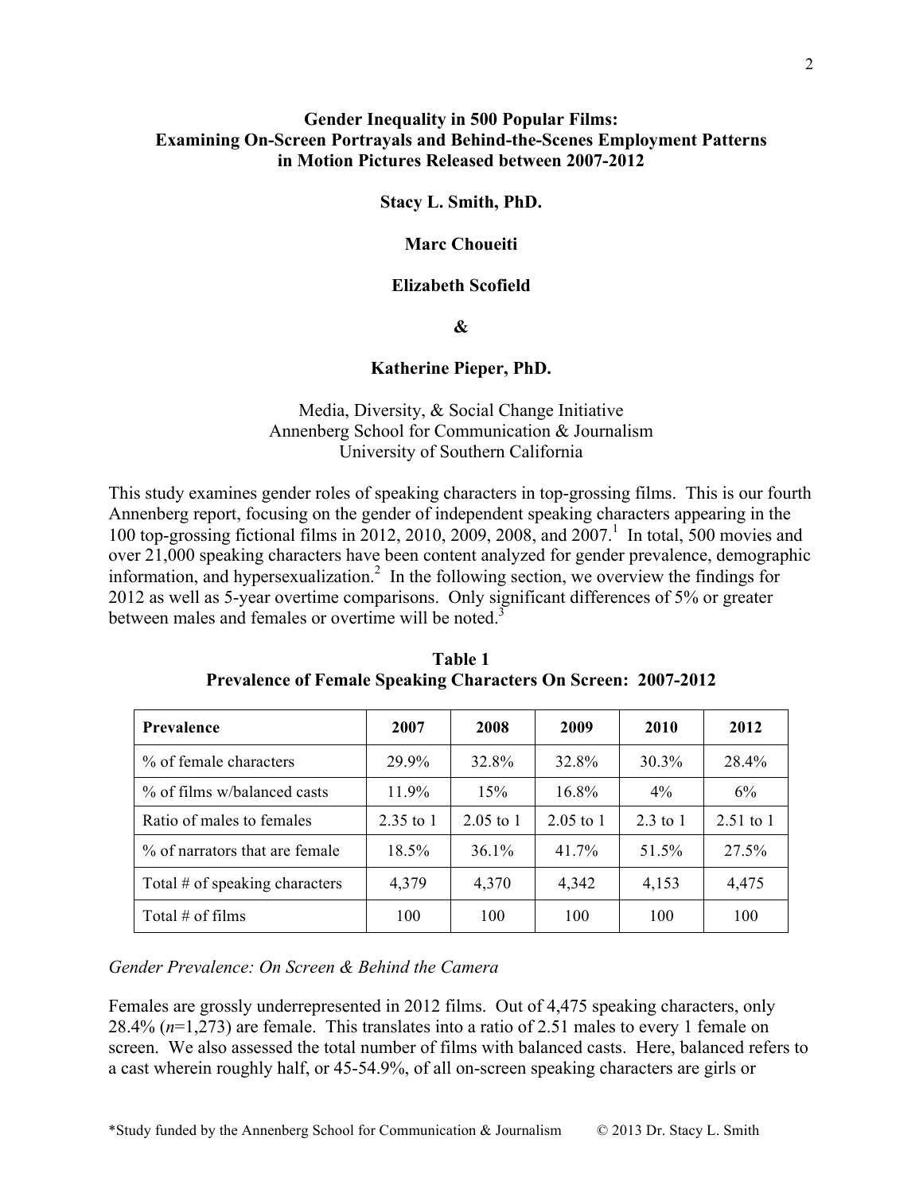# Gender Inequality in 500 Popular Films: Examining On-Screen Portrayals and Behind-the-Scenes Employment Patterns in Motion Pictures Released between 2007-2012

**Stacy L. Smith, PhD.**

**Marc Choueiti**

**Elizabeth Scofield**

**&**

**Katherine Pieper, PhD.**

Media, Diversity, & Social Change Initiative
Annenberg School for Communication & Journalism
University of Southern California

This study examines gender roles of speaking characters in top-grossing films. This is our fourth Annenberg report, focusing on the gender of independent speaking characters appearing in the 100 top-grossing fictional films in 2012, 2010, 2009, 2008, and 2007.[1] In total, 500 movies and over 21,000 speaking characters have been content analyzed for gender prevalence, demographic information, and hypersexualization.[2] In the following section, we overview the findings for 2012 as well as 5-year overtime comparisons. Only significant differences of 5% or greater between males and females or overtime will be noted.[3]

**Table 1**
**Prevalence of Female Speaking Characters On Screen: 2007-2012**

| Prevalence | 2007 | 2008 | 2009 | 2010 | 2012 |
|---|---|---|---|---|---|
| % of female characters | 29.9% | 32.8% | 32.8% | 30.3% | 28.4% |
| % of films w/balanced casts | 11.9% | 15% | 16.8% | 4% | 6% |
| Ratio of males to females | 2.35 to 1 | 2.05 to 1 | 2.05 to 1 | 2.3 to 1 | 2.51 to 1 |
| % of narrators that are female | 18.5% | 36.1% | 41.7% | 51.5% | 27.5% |
| Total # of speaking characters | 4,379 | 4,370 | 4,342 | 4,153 | 4,475 |
| Total # of films | 100 | 100 | 100 | 100 | 100 |

*Gender Prevalence: On Screen & Behind the Camera*

Females are grossly underrepresented in 2012 films. Out of 4,475 speaking characters, only 28.4% (*n*=1,273) are female. This translates into a ratio of 2.51 males to every 1 female on screen. We also assessed the total number of films with balanced casts. Here, balanced refers to a cast wherein roughly half, or 45-54.9%, of all on-screen speaking characters are girls or

*Study funded by the Annenberg School for Communication & Journalism © 2013 Dr. Stacy L. Smith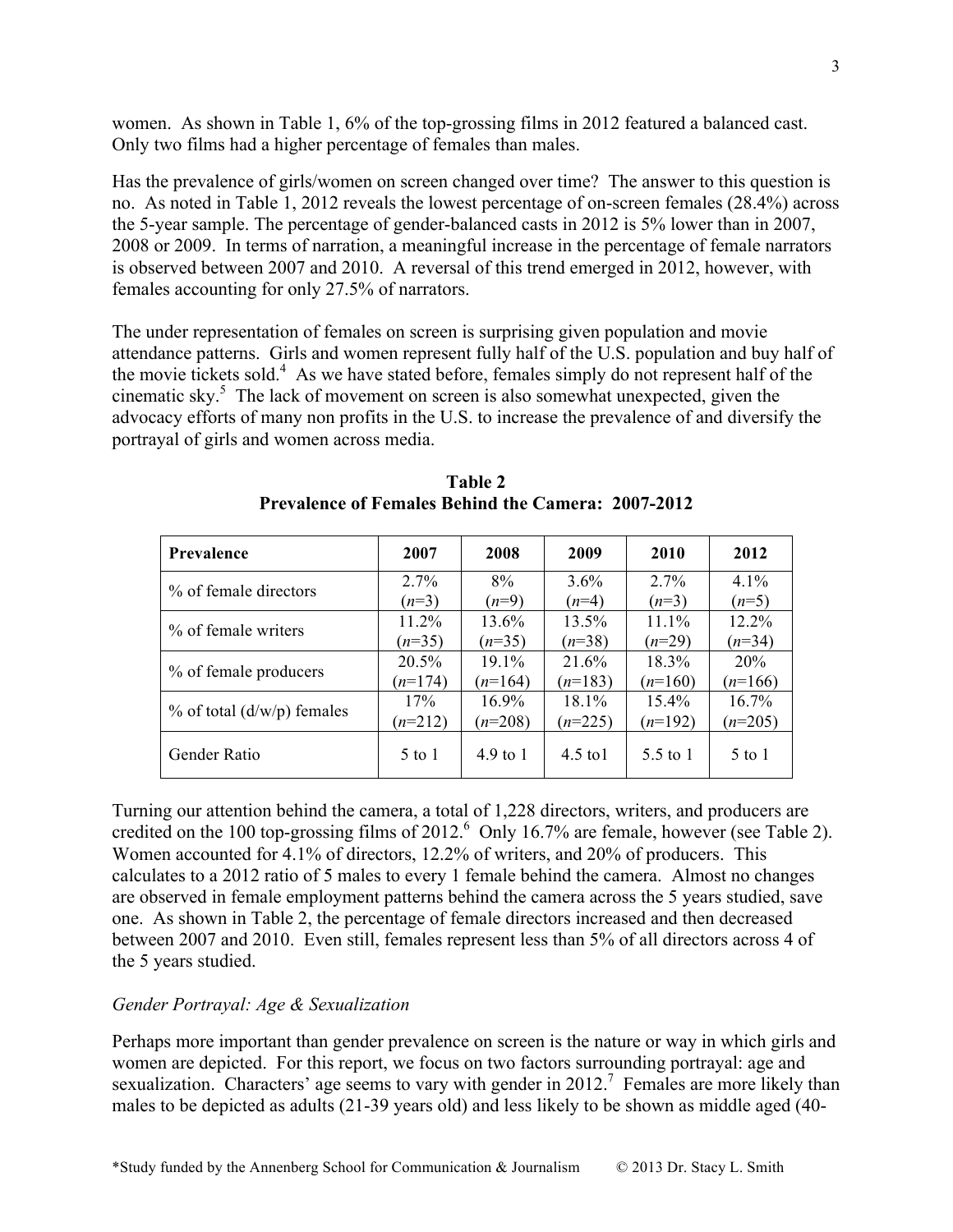women. As shown in Table 1, 6% of the top-grossing films in 2012 featured a balanced cast. Only two films had a higher percentage of females than males.

Has the prevalence of girls/women on screen changed over time? The answer to this question is no. As noted in Table 1, 2012 reveals the lowest percentage of on-screen females (28.4%) across the 5-year sample. The percentage of gender-balanced casts in 2012 is 5% lower than in 2007, 2008 or 2009. In terms of narration, a meaningful increase in the percentage of female narrators is observed between 2007 and 2010. A reversal of this trend emerged in 2012, however, with females accounting for only 27.5% of narrators.

The under representation of females on screen is surprising given population and movie attendance patterns. Girls and women represent fully half of the U.S. population and buy half of the movie tickets sold.[4] As we have stated before, females simply do not represent half of the cinematic sky.[5] The lack of movement on screen is also somewhat unexpected, given the advocacy efforts of many non profits in the U.S. to increase the prevalence of and diversify the portrayal of girls and women across media.

**Table 2**
**Prevalence of Females Behind the Camera: 2007-2012**

| Prevalence | 2007 | 2008 | 2009 | 2010 | 2012 |
|---|---|---|---|---|---|
| % of female directors | 2.7% (*n*=3) | 8% (*n*=9) | 3.6% (*n*=4) | 2.7% (*n*=3) | 4.1% (*n*=5) |
| % of female writers | 11.2% (*n*=35) | 13.6% (*n*=35) | 13.5% (*n*=38) | 11.1% (*n*=29) | 12.2% (*n*=34) |
| % of female producers | 20.5% (*n*=174) | 19.1% (*n*=164) | 21.6% (*n*=183) | 18.3% (*n*=160) | 20% (*n*=166) |
| % of total (d/w/p) females | 17% (*n*=212) | 16.9% (*n*=208) | 18.1% (*n*=225) | 15.4% (*n*=192) | 16.7% (*n*=205) |
| Gender Ratio | 5 to 1 | 4.9 to 1 | 4.5 to1 | 5.5 to 1 | 5 to 1 |

Turning our attention behind the camera, a total of 1,228 directors, writers, and producers are credited on the 100 top-grossing films of 2012.[6] Only 16.7% are female, however (see Table 2). Women accounted for 4.1% of directors, 12.2% of writers, and 20% of producers. This calculates to a 2012 ratio of 5 males to every 1 female behind the camera. Almost no changes are observed in female employment patterns behind the camera across the 5 years studied, save one. As shown in Table 2, the percentage of female directors increased and then decreased between 2007 and 2010. Even still, females represent less than 5% of all directors across 4 of the 5 years studied.

*Gender Portrayal: Age & Sexualization*

Perhaps more important than gender prevalence on screen is the nature or way in which girls and women are depicted. For this report, we focus on two factors surrounding portrayal: age and sexualization. Characters' age seems to vary with gender in 2012.[7] Females are more likely than males to be depicted as adults (21-39 years old) and less likely to be shown as middle aged (40-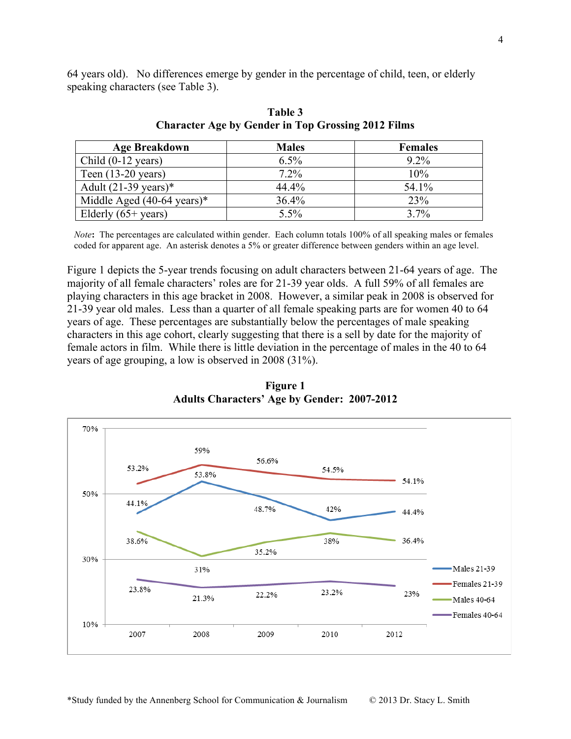64 years old). No differences emerge by gender in the percentage of child, teen, or elderly speaking characters (see Table 3).

**Table 3**
**Character Age by Gender in Top Grossing 2012 Films**

| Age Breakdown | Males | Females |
|---|---|---|
| Child (0-12 years) | 6.5% | 9.2% |
| Teen (13-20 years) | 7.2% | 10% |
| Adult (21-39 years)* | 44.4% | 54.1% |
| Middle Aged (40-64 years)* | 36.4% | 23% |
| Elderly (65+ years) | 5.5% | 3.7% |

*Note*: The percentages are calculated within gender. Each column totals 100% of all speaking males or females coded for apparent age. An asterisk denotes a 5% or greater difference between genders within an age level.

Figure 1 depicts the 5-year trends focusing on adult characters between 21-64 years of age. The majority of all female characters' roles are for 21-39 year olds. A full 59% of all females are playing characters in this age bracket in 2008. However, a similar peak in 2008 is observed for 21-39 year old males. Less than a quarter of all female speaking parts are for women 40 to 64 years of age. These percentages are substantially below the percentages of male speaking characters in this age cohort, clearly suggesting that there is a sell by date for the majority of female actors in film. While there is little deviation in the percentage of males in the 40 to 64 years of age grouping, a low is observed in 2008 (31%).

**Figure 1**
**Adults Characters' Age by Gender: 2007-2012**

| | 2007 | 2008 | 2009 | 2010 | 2012 |
|---|---|---|---|---|---|
| Males 21-39 | 44.1% | 53.8% | 48.7% | 42% | 44.4% |
| Females 21-39 | 53.2% | 59% | 56.6% | 54.5% | 54.1% |
| Males 40-64 | 38.6% | 31% | 35.2% | 38% | 36.4% |
| Females 40-64 | 23.8% | 21.3% | 22.2% | 23.2% | 23% |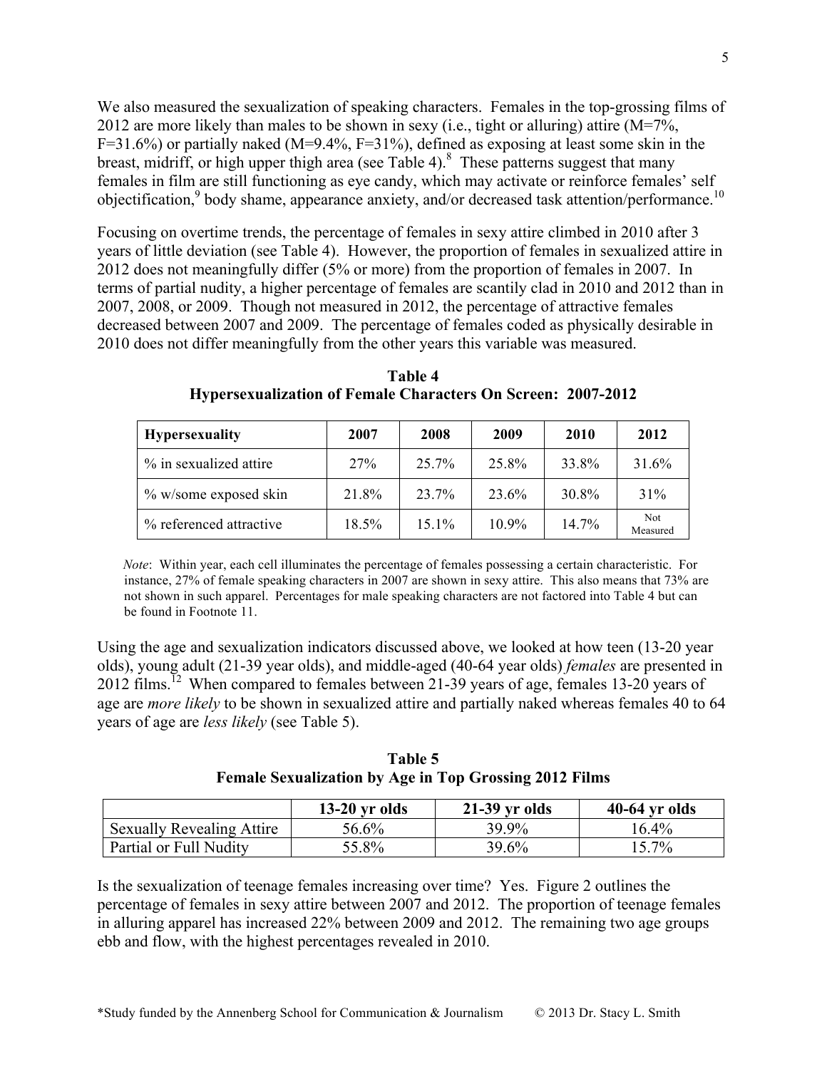We also measured the sexualization of speaking characters. Females in the top-grossing films of 2012 are more likely than males to be shown in sexy (i.e., tight or alluring) attire (M=7%, F=31.6%) or partially naked (M=9.4%, F=31%), defined as exposing at least some skin in the breast, midriff, or high upper thigh area (see Table 4).[8] These patterns suggest that many females in film are still functioning as eye candy, which may activate or reinforce females' self objectification,[9] body shame, appearance anxiety, and/or decreased task attention/performance.[10]

Focusing on overtime trends, the percentage of females in sexy attire climbed in 2010 after 3 years of little deviation (see Table 4). However, the proportion of females in sexualized attire in 2012 does not meaningfully differ (5% or more) from the proportion of females in 2007. In terms of partial nudity, a higher percentage of females are scantily clad in 2010 and 2012 than in 2007, 2008, or 2009. Though not measured in 2012, the percentage of attractive females decreased between 2007 and 2009. The percentage of females coded as physically desirable in 2010 does not differ meaningfully from the other years this variable was measured.

**Table 4**
**Hypersexualization of Female Characters On Screen: 2007-2012**

| Hypersexuality | 2007 | 2008 | 2009 | 2010 | 2012 |
|---|---|---|---|---|---|
| % in sexualized attire | 27% | 25.7% | 25.8% | 33.8% | 31.6% |
| % w/some exposed skin | 21.8% | 23.7% | 23.6% | 30.8% | 31% |
| % referenced attractive | 18.5% | 15.1% | 10.9% | 14.7% | Not Measured |

*Note*: Within year, each cell illuminates the percentage of females possessing a certain characteristic. For instance, 27% of female speaking characters in 2007 are shown in sexy attire. This also means that 73% are not shown in such apparel. Percentages for male speaking characters are not factored into Table 4 but can be found in Footnote 11.

Using the age and sexualization indicators discussed above, we looked at how teen (13-20 year olds), young adult (21-39 year olds), and middle-aged (40-64 year olds) *females* are presented in 2012 films.[12] When compared to females between 21-39 years of age, females 13-20 years of age are *more likely* to be shown in sexualized attire and partially naked whereas females 40 to 64 years of age are *less likely* (see Table 5).

**Table 5**
**Female Sexualization by Age in Top Grossing 2012 Films**

| | 13-20 yr olds | 21-39 yr olds | 40-64 yr olds |
|---|---|---|---|
| Sexually Revealing Attire | 56.6% | 39.9% | 16.4% |
| Partial or Full Nudity | 55.8% | 39.6% | 15.7% |

Is the sexualization of teenage females increasing over time? Yes. Figure 2 outlines the percentage of females in sexy attire between 2007 and 2012. The proportion of teenage females in alluring apparel has increased 22% between 2009 and 2012. The remaining two age groups ebb and flow, with the highest percentages revealed in 2010.

*Study funded by the Annenberg School for Communication & Journalism © 2013 Dr. Stacy L. Smith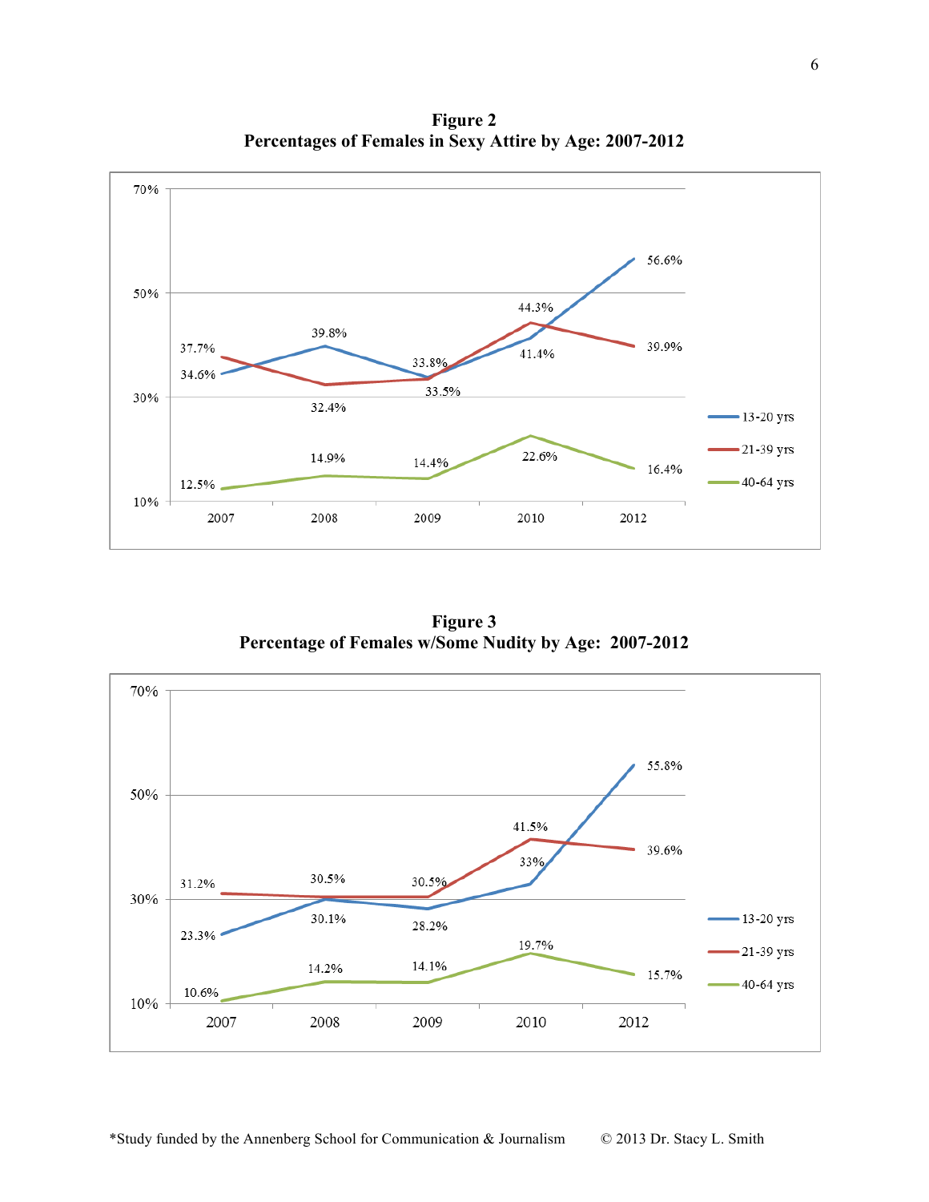**Figure 2**
**Percentages of Females in Sexy Attire by Age: 2007-2012**

| Age | 2007 | 2008 | 2009 | 2010 | 2012 |
|---|---|---|---|---|---|
| 13-20 yrs | 34.6% | 39.8% | 33.8% | 41.4% | 56.6% |
| 21-39 yrs | 37.7% | 32.4% | 33.5% | 44.3% | 39.9% |
| 40-64 yrs | 12.5% | 14.9% | 14.4% | 22.6% | 16.4% |

**Figure 3**
**Percentage of Females w/Some Nudity by Age: 2007-2012**

| Age | 2007 | 2008 | 2009 | 2010 | 2012 |
|---|---|---|---|---|---|
| 13-20 yrs | 23.3% | 30.1% | 28.2% | 33% | 55.8% |
| 21-39 yrs | 31.2% | 30.5% | 30.5% | 41.5% | 39.6% |
| 40-64 yrs | 10.6% | 14.2% | 14.1% | 19.7% | 15.7% |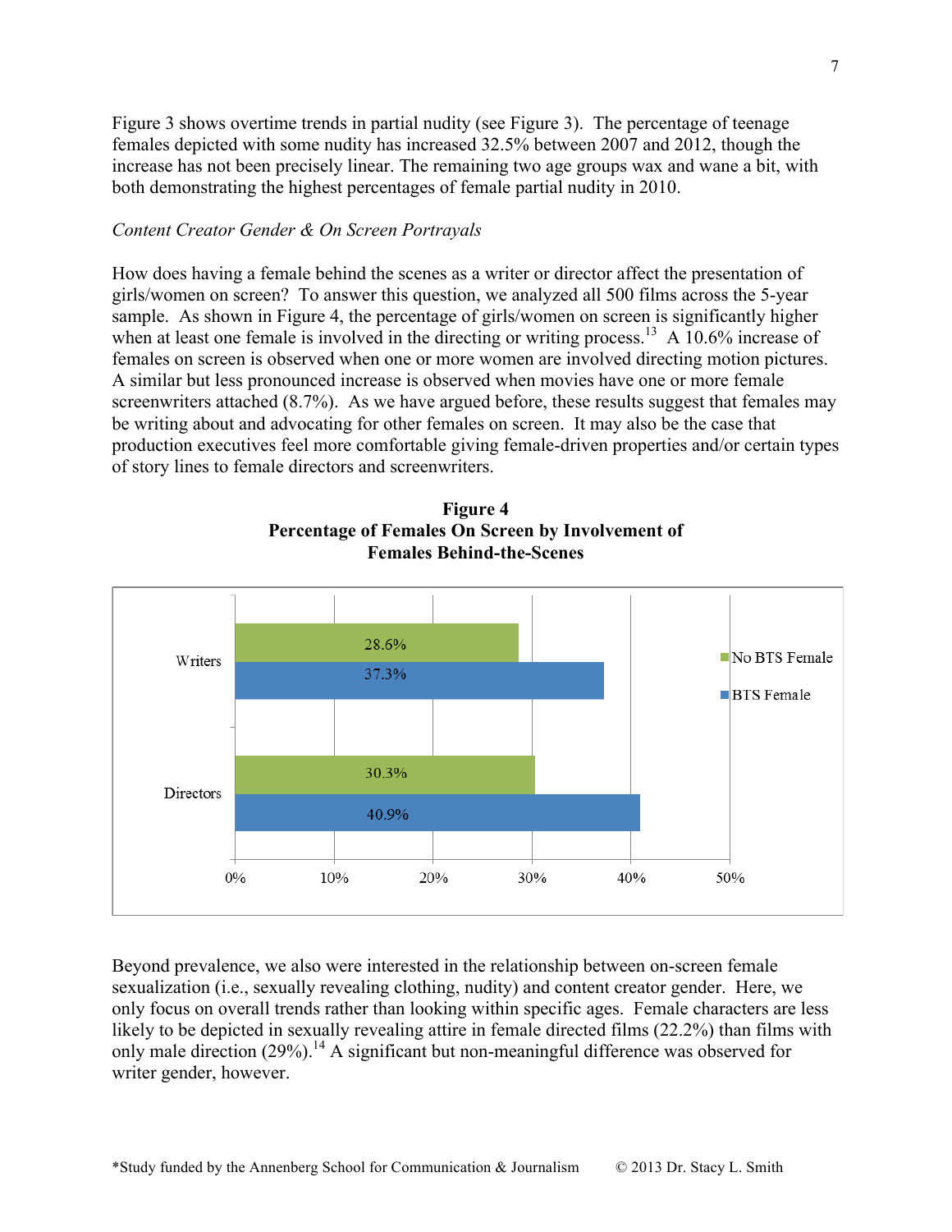Figure 3 shows overtime trends in partial nudity (see Figure 3). The percentage of teenage females depicted with some nudity has increased 32.5% between 2007 and 2012, though the increase has not been precisely linear. The remaining two age groups wax and wane a bit, with both demonstrating the highest percentages of female partial nudity in 2010.

*Content Creator Gender & On Screen Portrayals*

How does having a female behind the scenes as a writer or director affect the presentation of girls/women on screen? To answer this question, we analyzed all 500 films across the 5-year sample. As shown in Figure 4, the percentage of girls/women on screen is significantly higher when at least one female is involved in the directing or writing process.[13] A 10.6% increase of females on screen is observed when one or more women are involved directing motion pictures. A similar but less pronounced increase is observed when movies have one or more female screenwriters attached (8.7%). As we have argued before, these results suggest that females may be writing about and advocating for other females on screen. It may also be the case that production executives feel more comfortable giving female-driven properties and/or certain types of story lines to female directors and screenwriters.

**Figure 4**
**Percentage of Females On Screen by Involvement of Females Behind-the-Scenes**

| | No BTS Female | BTS Female |
|---|---|---|
| Writers | 28.6% | 37.3% |
| Directors | 30.3% | 40.9% |

Beyond prevalence, we also were interested in the relationship between on-screen female sexualization (i.e., sexually revealing clothing, nudity) and content creator gender. Here, we only focus on overall trends rather than looking within specific ages. Female characters are less likely to be depicted in sexually revealing attire in female directed films (22.2%) than films with only male direction (29%).[14] A significant but non-meaningful difference was observed for writer gender, however.

*Study funded by the Annenberg School for Communication & Journalism © 2013 Dr. Stacy L. Smith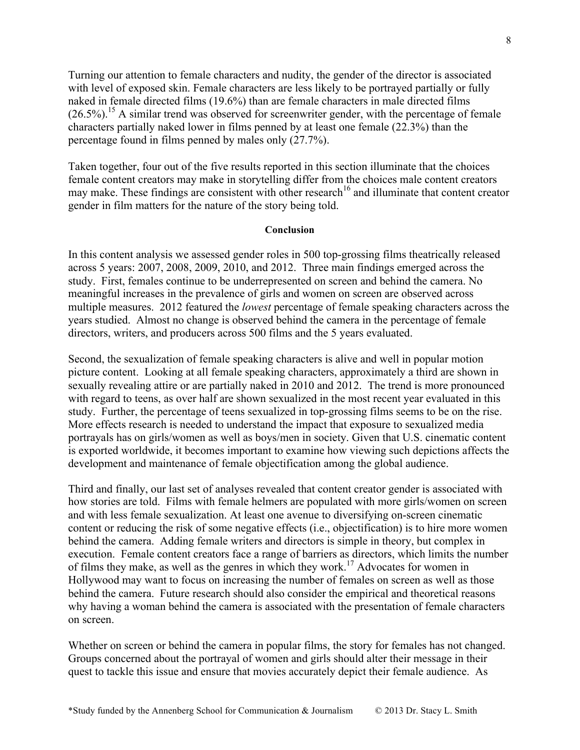Turning our attention to female characters and nudity, the gender of the director is associated with level of exposed skin. Female characters are less likely to be portrayed partially or fully naked in female directed films (19.6%) than are female characters in male directed films (26.5%).[15] A similar trend was observed for screenwriter gender, with the percentage of female characters partially naked lower in films penned by at least one female (22.3%) than the percentage found in films penned by males only (27.7%).

Taken together, four out of the five results reported in this section illuminate that the choices female content creators may make in storytelling differ from the choices male content creators may make. These findings are consistent with other research[16] and illuminate that content creator gender in film matters for the nature of the story being told.

## Conclusion

In this content analysis we assessed gender roles in 500 top-grossing films theatrically released across 5 years: 2007, 2008, 2009, 2010, and 2012. Three main findings emerged across the study. First, females continue to be underrepresented on screen and behind the camera. No meaningful increases in the prevalence of girls and women on screen are observed across multiple measures. 2012 featured the *lowest* percentage of female speaking characters across the years studied. Almost no change is observed behind the camera in the percentage of female directors, writers, and producers across 500 films and the 5 years evaluated.

Second, the sexualization of female speaking characters is alive and well in popular motion picture content. Looking at all female speaking characters, approximately a third are shown in sexually revealing attire or are partially naked in 2010 and 2012. The trend is more pronounced with regard to teens, as over half are shown sexualized in the most recent year evaluated in this study. Further, the percentage of teens sexualized in top-grossing films seems to be on the rise. More effects research is needed to understand the impact that exposure to sexualized media portrayals has on girls/women as well as boys/men in society. Given that U.S. cinematic content is exported worldwide, it becomes important to examine how viewing such depictions affects the development and maintenance of female objectification among the global audience.

Third and finally, our last set of analyses revealed that content creator gender is associated with how stories are told. Films with female helmers are populated with more girls/women on screen and with less female sexualization. At least one avenue to diversifying on-screen cinematic content or reducing the risk of some negative effects (i.e., objectification) is to hire more women behind the camera. Adding female writers and directors is simple in theory, but complex in execution. Female content creators face a range of barriers as directors, which limits the number of films they make, as well as the genres in which they work.[17] Advocates for women in Hollywood may want to focus on increasing the number of females on screen as well as those behind the camera. Future research should also consider the empirical and theoretical reasons why having a woman behind the camera is associated with the presentation of female characters on screen.

Whether on screen or behind the camera in popular films, the story for females has not changed. Groups concerned about the portrayal of women and girls should alter their message in their quest to tackle this issue and ensure that movies accurately depict their female audience. As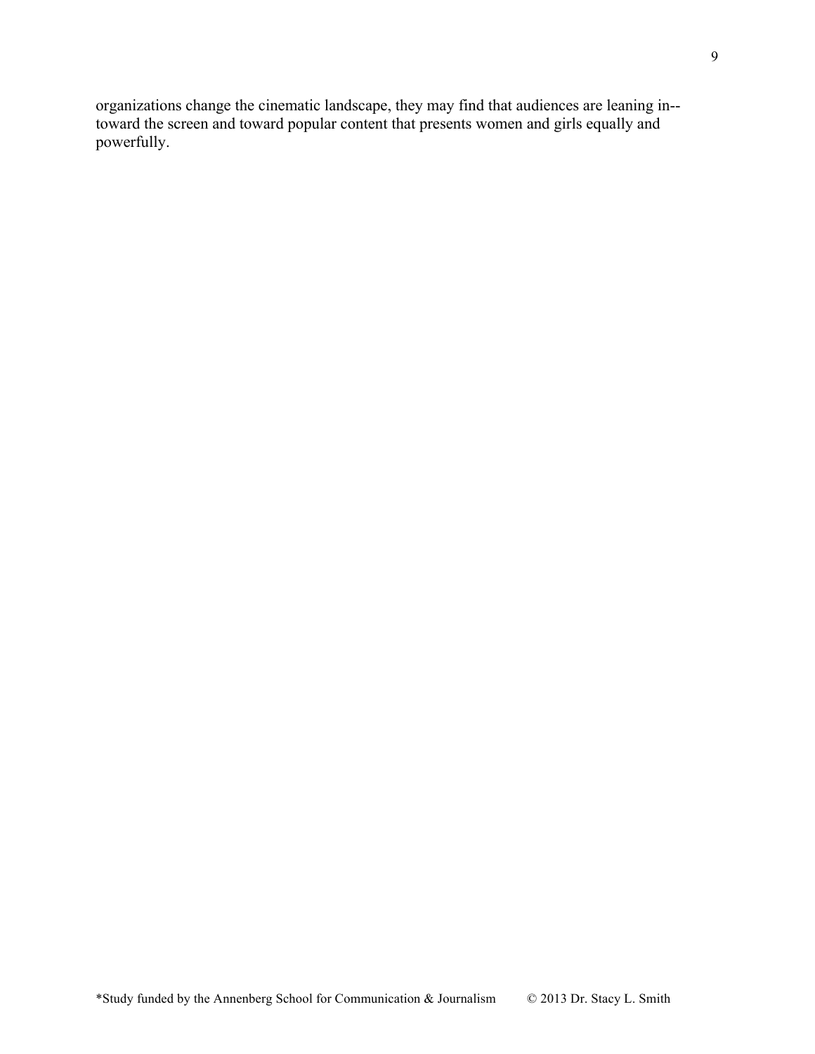organizations change the cinematic landscape, they may find that audiences are leaning in--toward the screen and toward popular content that presents women and girls equally and powerfully.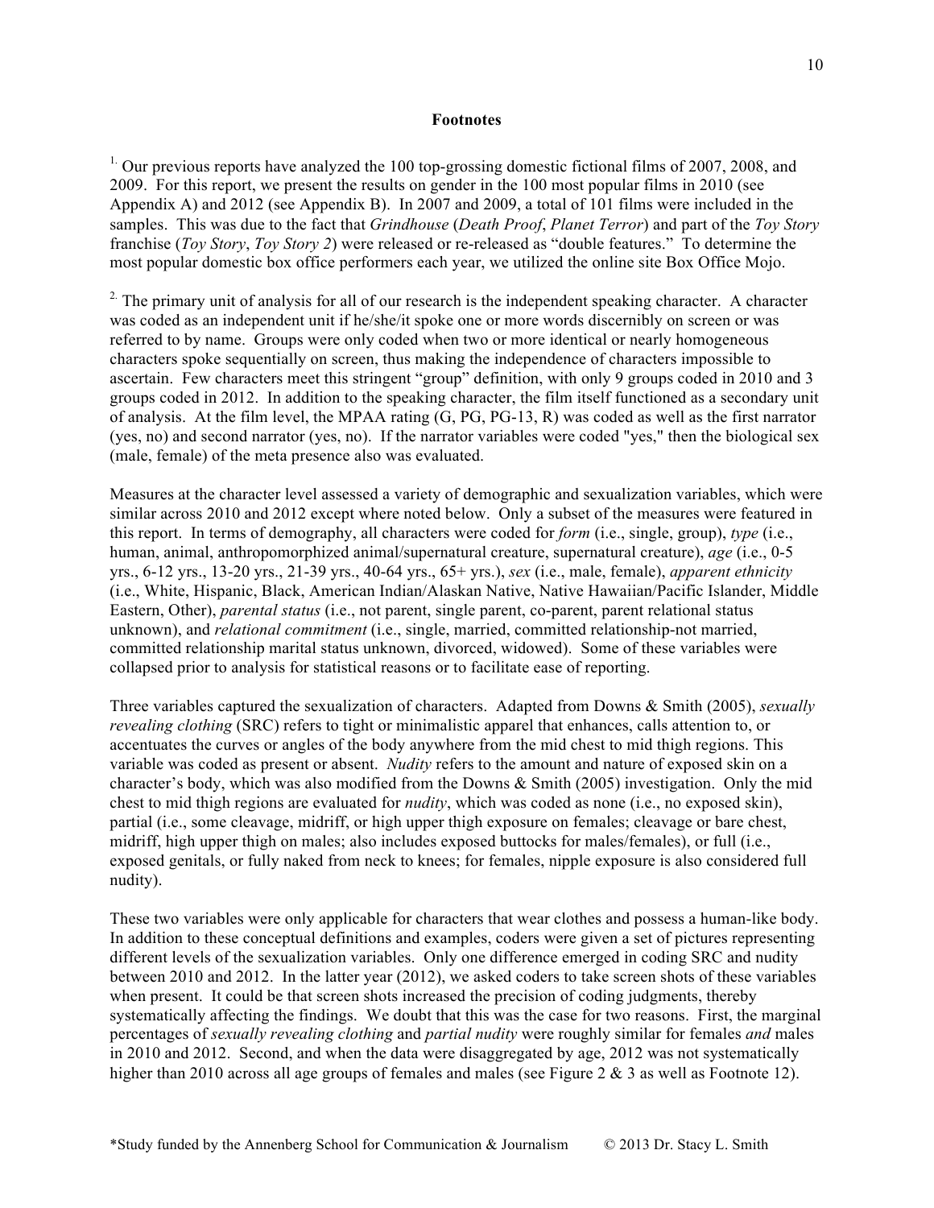**Footnotes**

[1.] Our previous reports have analyzed the 100 top-grossing domestic fictional films of 2007, 2008, and 2009. For this report, we present the results on gender in the 100 most popular films in 2010 (see Appendix A) and 2012 (see Appendix B). In 2007 and 2009, a total of 101 films were included in the samples. This was due to the fact that *Grindhouse* (*Death Proof*, *Planet Terror*) and part of the *Toy Story* franchise (*Toy Story*, *Toy Story 2*) were released or re-released as "double features." To determine the most popular domestic box office performers each year, we utilized the online site Box Office Mojo.

[2.] The primary unit of analysis for all of our research is the independent speaking character. A character was coded as an independent unit if he/she/it spoke one or more words discernibly on screen or was referred to by name. Groups were only coded when two or more identical or nearly homogeneous characters spoke sequentially on screen, thus making the independence of characters impossible to ascertain. Few characters meet this stringent "group" definition, with only 9 groups coded in 2010 and 3 groups coded in 2012. In addition to the speaking character, the film itself functioned as a secondary unit of analysis. At the film level, the MPAA rating (G, PG, PG-13, R) was coded as well as the first narrator (yes, no) and second narrator (yes, no). If the narrator variables were coded "yes," then the biological sex (male, female) of the meta presence also was evaluated.

Measures at the character level assessed a variety of demographic and sexualization variables, which were similar across 2010 and 2012 except where noted below. Only a subset of the measures were featured in this report. In terms of demography, all characters were coded for *form* (i.e., single, group), *type* (i.e., human, animal, anthropomorphized animal/supernatural creature, supernatural creature), *age* (i.e., 0-5 yrs., 6-12 yrs., 13-20 yrs., 21-39 yrs., 40-64 yrs., 65+ yrs.), *sex* (i.e., male, female), *apparent ethnicity* (i.e., White, Hispanic, Black, American Indian/Alaskan Native, Native Hawaiian/Pacific Islander, Middle Eastern, Other), *parental status* (i.e., not parent, single parent, co-parent, parent relational status unknown), and *relational commitment* (i.e., single, married, committed relationship-not married, committed relationship marital status unknown, divorced, widowed). Some of these variables were collapsed prior to analysis for statistical reasons or to facilitate ease of reporting.

Three variables captured the sexualization of characters. Adapted from Downs & Smith (2005), *sexually revealing clothing* (SRC) refers to tight or minimalistic apparel that enhances, calls attention to, or accentuates the curves or angles of the body anywhere from the mid chest to mid thigh regions. This variable was coded as present or absent. *Nudity* refers to the amount and nature of exposed skin on a character's body, which was also modified from the Downs & Smith (2005) investigation. Only the mid chest to mid thigh regions are evaluated for *nudity*, which was coded as none (i.e., no exposed skin), partial (i.e., some cleavage, midriff, or high upper thigh exposure on females; cleavage or bare chest, midriff, high upper thigh on males; also includes exposed buttocks for males/females), or full (i.e., exposed genitals, or fully naked from neck to knees; for females, nipple exposure is also considered full nudity).

These two variables were only applicable for characters that wear clothes and possess a human-like body. In addition to these conceptual definitions and examples, coders were given a set of pictures representing different levels of the sexualization variables. Only one difference emerged in coding SRC and nudity between 2010 and 2012. In the latter year (2012), we asked coders to take screen shots of these variables when present. It could be that screen shots increased the precision of coding judgments, thereby systematically affecting the findings. We doubt that this was the case for two reasons. First, the marginal percentages of *sexually revealing clothing* and *partial nudity* were roughly similar for females *and* males in 2010 and 2012. Second, and when the data were disaggregated by age, 2012 was not systematically higher than 2010 across all age groups of females and males (see Figure 2 & 3 as well as Footnote 12).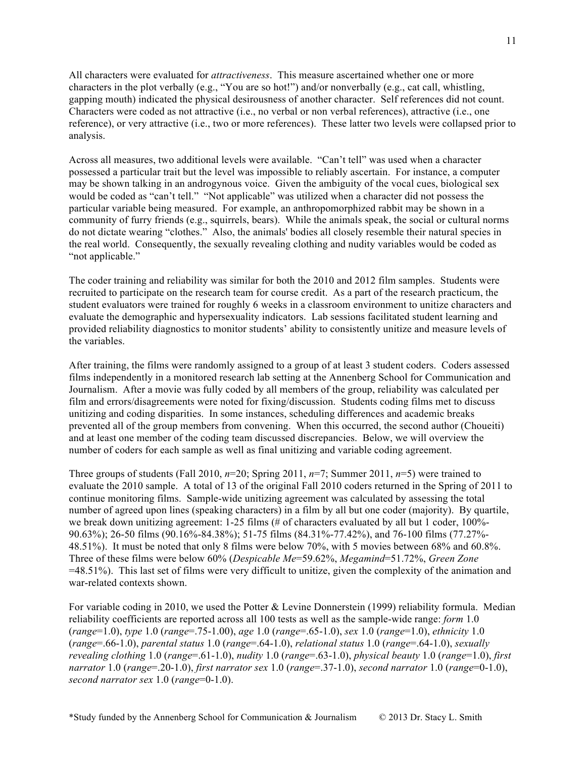All characters were evaluated for *attractiveness*. This measure ascertained whether one or more characters in the plot verbally (e.g., "You are so hot!") and/or nonverbally (e.g., cat call, whistling, gapping mouth) indicated the physical desirousness of another character. Self references did not count. Characters were coded as not attractive (i.e., no verbal or non verbal references), attractive (i.e., one reference), or very attractive (i.e., two or more references). These latter two levels were collapsed prior to analysis.

Across all measures, two additional levels were available. "Can't tell" was used when a character possessed a particular trait but the level was impossible to reliably ascertain. For instance, a computer may be shown talking in an androgynous voice. Given the ambiguity of the vocal cues, biological sex would be coded as "can't tell." "Not applicable" was utilized when a character did not possess the particular variable being measured. For example, an anthropomorphized rabbit may be shown in a community of furry friends (e.g., squirrels, bears). While the animals speak, the social or cultural norms do not dictate wearing "clothes." Also, the animals' bodies all closely resemble their natural species in the real world. Consequently, the sexually revealing clothing and nudity variables would be coded as "not applicable."

The coder training and reliability was similar for both the 2010 and 2012 film samples. Students were recruited to participate on the research team for course credit. As a part of the research practicum, the student evaluators were trained for roughly 6 weeks in a classroom environment to unitize characters and evaluate the demographic and hypersexuality indicators. Lab sessions facilitated student learning and provided reliability diagnostics to monitor students' ability to consistently unitize and measure levels of the variables.

After training, the films were randomly assigned to a group of at least 3 student coders. Coders assessed films independently in a monitored research lab setting at the Annenberg School for Communication and Journalism. After a movie was fully coded by all members of the group, reliability was calculated per film and errors/disagreements were noted for fixing/discussion. Students coding films met to discuss unitizing and coding disparities. In some instances, scheduling differences and academic breaks prevented all of the group members from convening. When this occurred, the second author (Choueiti) and at least one member of the coding team discussed discrepancies. Below, we will overview the number of coders for each sample as well as final unitizing and variable coding agreement.

Three groups of students (Fall 2010, *n*=20; Spring 2011, *n*=7; Summer 2011, *n*=5) were trained to evaluate the 2010 sample. A total of 13 of the original Fall 2010 coders returned in the Spring of 2011 to continue monitoring films. Sample-wide unitizing agreement was calculated by assessing the total number of agreed upon lines (speaking characters) in a film by all but one coder (majority). By quartile, we break down unitizing agreement: 1-25 films (# of characters evaluated by all but 1 coder, 100%-90.63%); 26-50 films (90.16%-84.38%); 51-75 films (84.31%-77.42%), and 76-100 films (77.27%-48.51%). It must be noted that only 8 films were below 70%, with 5 movies between 68% and 60.8%. Three of these films were below 60% (*Despicable Me*=59.62%, *Megamind*=51.72%, *Green Zone* =48.51%). This last set of films were very difficult to unitize, given the complexity of the animation and war-related contexts shown.

For variable coding in 2010, we used the Potter & Levine Donnerstein (1999) reliability formula. Median reliability coefficients are reported across all 100 tests as well as the sample-wide range: *form* 1.0 (*range*=1.0), *type* 1.0 (*range*=.75-1.00), *age* 1.0 (*range*=.65-1.0), *sex* 1.0 (*range*=1.0), *ethnicity* 1.0 (*range*=.66-1.0), *parental status* 1.0 (*range*=.64-1.0), *relational status* 1.0 (*range*=.64-1.0), *sexually revealing clothing* 1.0 (*range*=.61-1.0), *nudity* 1.0 (*range*=.63-1.0), *physical beauty* 1.0 (*range*=1.0), *first narrator* 1.0 (*range*=.20-1.0), *first narrator sex* 1.0 (*range*=.37-1.0), *second narrator* 1.0 (*range*=0-1.0), *second narrator sex* 1.0 (*range*=0-1.0).

*Study funded by the Annenberg School for Communication & Journalism © 2013 Dr. Stacy L. Smith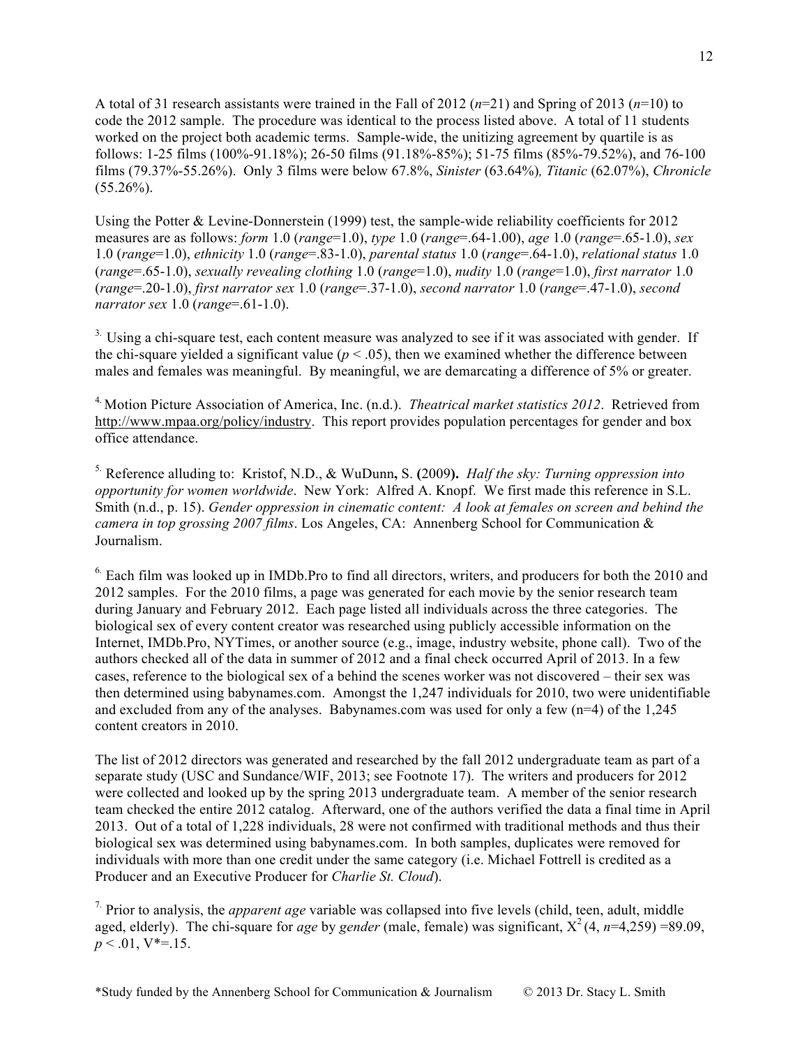A total of 31 research assistants were trained in the Fall of 2012 ($n$=21) and Spring of 2013 ($n$=10) to code the 2012 sample. The procedure was identical to the process listed above. A total of 11 students worked on the project both academic terms. Sample-wide, the unitizing agreement by quartile is as follows: 1-25 films (100%-91.18%); 26-50 films (91.18%-85%); 51-75 films (85%-79.52%), and 76-100 films (79.37%-55.26%). Only 3 films were below 67.8%, *Sinister* (63.64%), *Titanic* (62.07%), *Chronicle* (55.26%).

Using the Potter & Levine-Donnerstein (1999) test, the sample-wide reliability coefficients for 2012 measures are as follows: *form* 1.0 (*range*=1.0), *type* 1.0 (*range*=.64-1.00), *age* 1.0 (*range*=.65-1.0), *sex* 1.0 (*range*=1.0), *ethnicity* 1.0 (*range*=.83-1.0), *parental status* 1.0 (*range*=.64-1.0), *relational status* 1.0 (*range*=.65-1.0), *sexually revealing clothing* 1.0 (*range*=1.0), *nudity* 1.0 (*range*=1.0), *first narrator* 1.0 (*range*=.20-1.0), *first narrator sex* 1.0 (*range*=.37-1.0), *second narrator* 1.0 (*range*=.47-1.0), *second narrator sex* 1.0 (*range*=.61-1.0).

[3.] Using a chi-square test, each content measure was analyzed to see if it was associated with gender. If the chi-square yielded a significant value ($p < .05$), then we examined whether the difference between males and females was meaningful. By meaningful, we are demarcating a difference of 5% or greater.

[4.] Motion Picture Association of America, Inc. (n.d.). *Theatrical market statistics 2012*. Retrieved from http://www.mpaa.org/policy/industry. This report provides population percentages for gender and box office attendance.

[5.] Reference alluding to: Kristof, N.D., & WuDunn, S. (2009). *Half the sky: Turning oppression into opportunity for women worldwide*. New York: Alfred A. Knopf. We first made this reference in S.L. Smith (n.d., p. 15). *Gender oppression in cinematic content: A look at females on screen and behind the camera in top grossing 2007 films*. Los Angeles, CA: Annenberg School for Communication & Journalism.

[6.] Each film was looked up in IMDb.Pro to find all directors, writers, and producers for both the 2010 and 2012 samples. For the 2010 films, a page was generated for each movie by the senior research team during January and February 2012. Each page listed all individuals across the three categories. The biological sex of every content creator was researched using publicly accessible information on the Internet, IMDb.Pro, NYTimes, or another source (e.g., image, industry website, phone call). Two of the authors checked all of the data in summer of 2012 and a final check occurred April of 2013. In a few cases, reference to the biological sex of a behind the scenes worker was not discovered – their sex was then determined using babynames.com. Amongst the 1,247 individuals for 2010, two were unidentifiable and excluded from any of the analyses. Babynames.com was used for only a few (n=4) of the 1,245 content creators in 2010.

The list of 2012 directors was generated and researched by the fall 2012 undergraduate team as part of a separate study (USC and Sundance/WIF, 2013; see Footnote 17). The writers and producers for 2012 were collected and looked up by the spring 2013 undergraduate team. A member of the senior research team checked the entire 2012 catalog. Afterward, one of the authors verified the data a final time in April 2013. Out of a total of 1,228 individuals, 28 were not confirmed with traditional methods and thus their biological sex was determined using babynames.com. In both samples, duplicates were removed for individuals with more than one credit under the same category (i.e. Michael Fottrell is credited as a Producer and an Executive Producer for *Charlie St. Cloud*).

[7.] Prior to analysis, the *apparent age* variable was collapsed into five levels (child, teen, adult, middle aged, elderly). The chi-square for *age* by *gender* (male, female) was significant, $X^2(4, n\text{=}4{,}259) = 89.09$, $p < .01$, $V^* = .15$.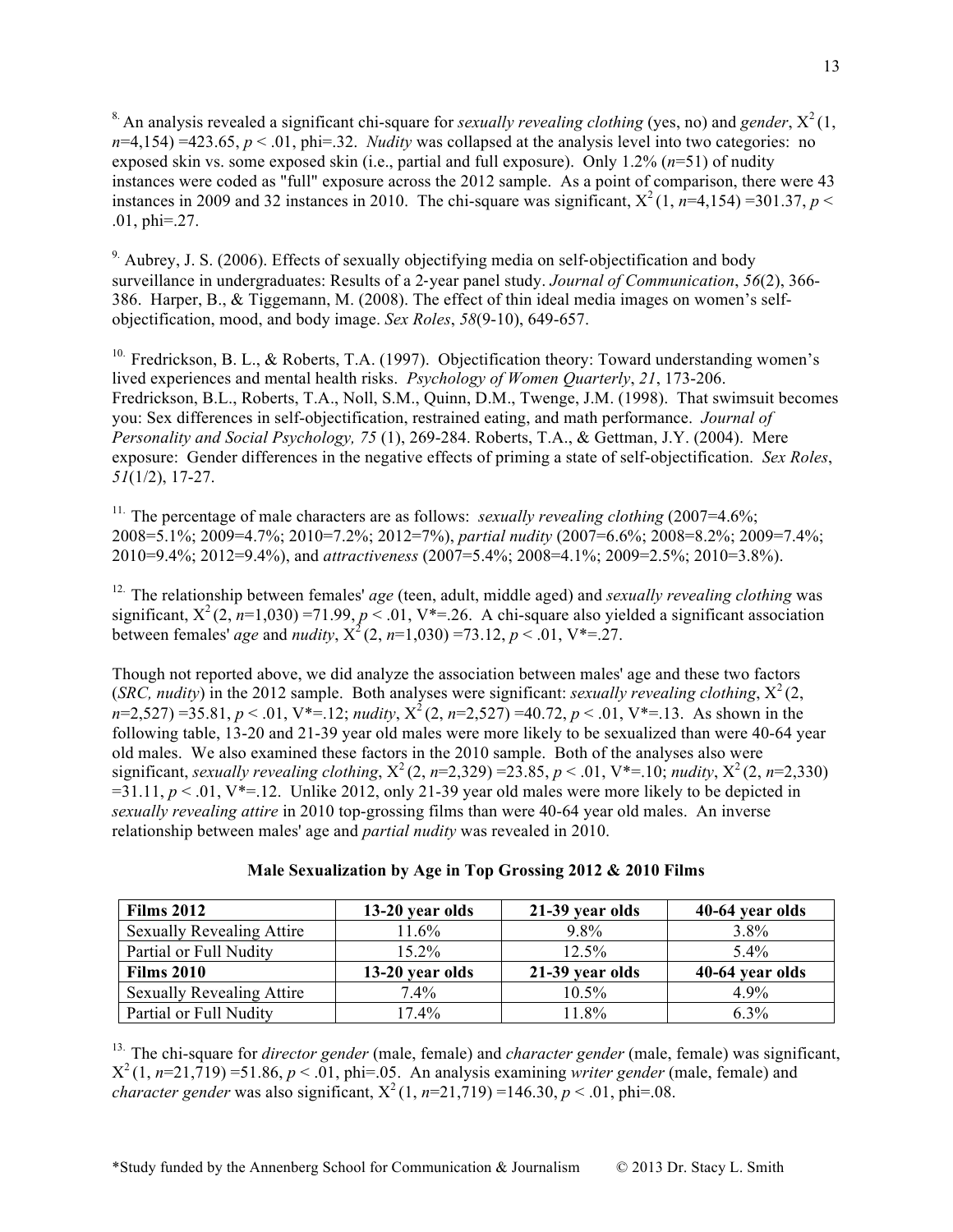[8.] An analysis revealed a significant chi-square for *sexually revealing clothing* (yes, no) and *gender*, $X^2(1, n=4,154) = 423.65$, $p < .01$, phi=.32. *Nudity* was collapsed at the analysis level into two categories: no exposed skin vs. some exposed skin (i.e., partial and full exposure). Only 1.2% ($n$=51) of nudity instances were coded as "full" exposure across the 2012 sample. As a point of comparison, there were 43 instances in 2009 and 32 instances in 2010. The chi-square was significant, $X^2(1, n=4,154) = 301.37$, $p < .01$, phi=.27.

[9.] Aubrey, J. S. (2006). Effects of sexually objectifying media on self-objectification and body surveillance in undergraduates: Results of a 2-year panel study. *Journal of Communication*, *56*(2), 366-386. Harper, B., & Tiggemann, M. (2008). The effect of thin ideal media images on women's self-objectification, mood, and body image. *Sex Roles*, *58*(9-10), 649-657.

[10.] Fredrickson, B. L., & Roberts, T.A. (1997). Objectification theory: Toward understanding women's lived experiences and mental health risks. *Psychology of Women Quarterly*, *21*, 173-206. Fredrickson, B.L., Roberts, T.A., Noll, S.M., Quinn, D.M., Twenge, J.M. (1998). That swimsuit becomes you: Sex differences in self-objectification, restrained eating, and math performance. *Journal of Personality and Social Psychology, 75* (1), 269-284. Roberts, T.A., & Gettman, J.Y. (2004). Mere exposure: Gender differences in the negative effects of priming a state of self-objectification. *Sex Roles*, *51*(1/2), 17-27.

[11.] The percentage of male characters are as follows: *sexually revealing clothing* (2007=4.6%; 2008=5.1%; 2009=4.7%; 2010=7.2%; 2012=7%), *partial nudity* (2007=6.6%; 2008=8.2%; 2009=7.4%; 2010=9.4%; 2012=9.4%), and *attractiveness* (2007=5.4%; 2008=4.1%; 2009=2.5%; 2010=3.8%).

[12.] The relationship between females' *age* (teen, adult, middle aged) and *sexually revealing clothing* was significant, $X^2(2, n=1,030) = 71.99$, $p < .01$, V*=.26. A chi-square also yielded a significant association between females' *age* and *nudity*, $X^2(2, n=1,030) = 73.12$, $p < .01$, V*=.27.

Though not reported above, we did analyze the association between males' age and these two factors (*SRC, nudity*) in the 2012 sample. Both analyses were significant: *sexually revealing clothing*, $X^2(2, n=2,527) = 35.81$, $p < .01$, V*=.12; *nudity*, $X^2(2, n=2,527) = 40.72$, $p < .01$, V*=.13. As shown in the following table, 13-20 and 21-39 year old males were more likely to be sexualized than were 40-64 year old males. We also examined these factors in the 2010 sample. Both of the analyses also were significant, *sexually revealing clothing*, $X^2(2, n=2,329) = 23.85$, $p < .01$, V*=.10; *nudity*, $X^2(2, n=2,330) = 31.11$, $p < .01$, V*=.12. Unlike 2012, only 21-39 year old males were more likely to be depicted in *sexually revealing attire* in 2010 top-grossing films than were 40-64 year old males. An inverse relationship between males' age and *partial nudity* was revealed in 2010.

**Male Sexualization by Age in Top Grossing 2012 & 2010 Films**

| **Films 2012** | **13-20 year olds** | **21-39 year olds** | **40-64 year olds** |
|---|---|---|---|
| Sexually Revealing Attire | 11.6% | 9.8% | 3.8% |
| Partial or Full Nudity | 15.2% | 12.5% | 5.4% |
| **Films 2010** | **13-20 year olds** | **21-39 year olds** | **40-64 year olds** |
| Sexually Revealing Attire | 7.4% | 10.5% | 4.9% |
| Partial or Full Nudity | 17.4% | 11.8% | 6.3% |

[13.] The chi-square for *director gender* (male, female) and *character gender* (male, female) was significant, $X^2(1, n=21,719) = 51.86$, $p < .01$, phi=.05. An analysis examining *writer gender* (male, female) and *character gender* was also significant, $X^2(1, n=21,719) = 146.30$, $p < .01$, phi=.08.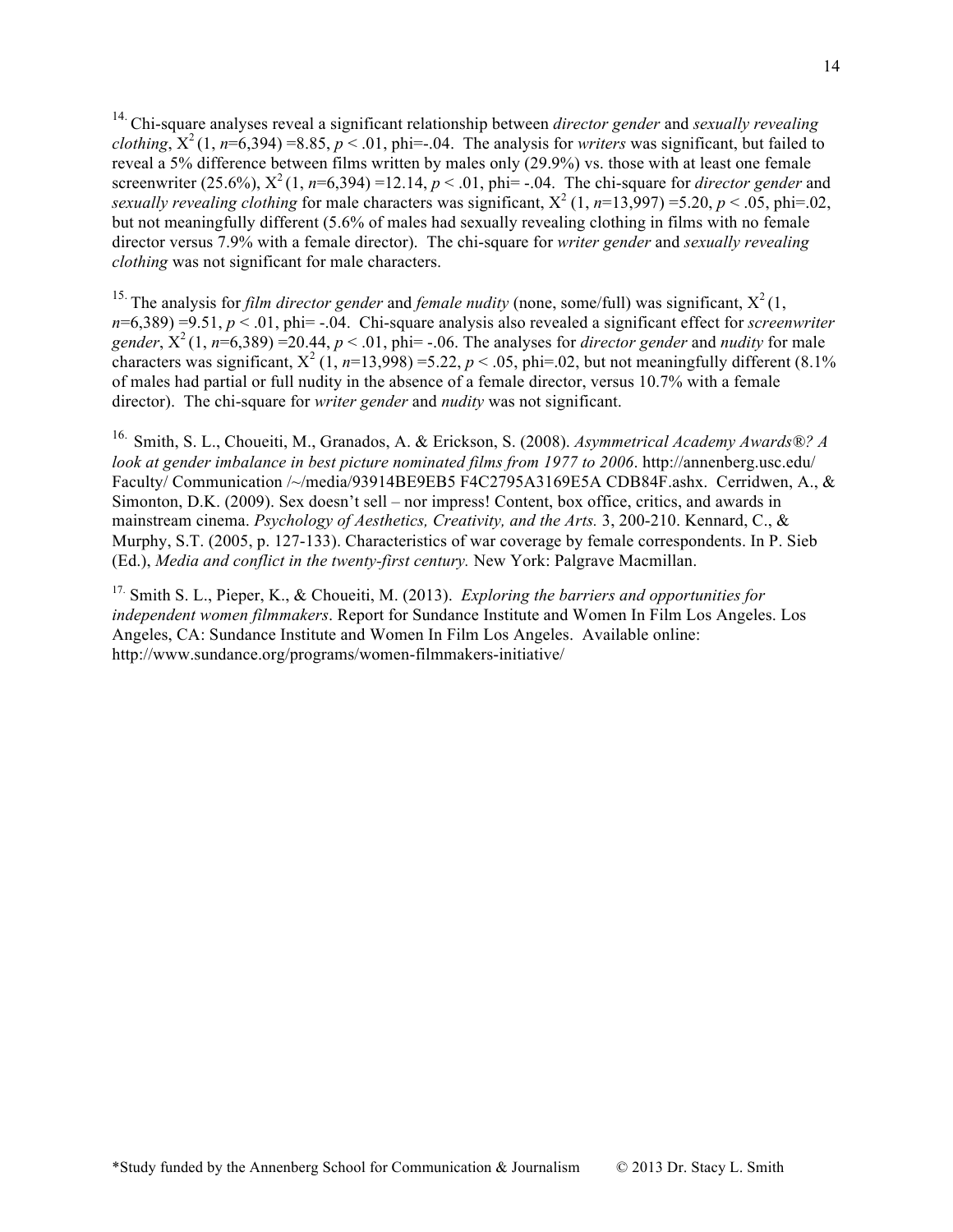[14] Chi-square analyses reveal a significant relationship between *director gender* and *sexually revealing clothing*, $X^2$ (1, *n*=6,394) =8.85, $p < .01$, phi=-.04. The analysis for *writers* was significant, but failed to reveal a 5% difference between films written by males only (29.9%) vs. those with at least one female screenwriter (25.6%), $X^2$ (1, *n*=6,394) =12.14, $p < .01$, phi= -.04. The chi-square for *director gender* and *sexually revealing clothing* for male characters was significant, $X^2$ (1, *n*=13,997) =5.20, $p < .05$, phi=.02, but not meaningfully different (5.6% of males had sexually revealing clothing in films with no female director versus 7.9% with a female director). The chi-square for *writer gender* and *sexually revealing clothing* was not significant for male characters.

[15] The analysis for *film director gender* and *female nudity* (none, some/full) was significant, $X^2$ (1, *n*=6,389) =9.51, $p < .01$, phi= -.04. Chi-square analysis also revealed a significant effect for *screenwriter gender*, $X^2$ (1, *n*=6,389) =20.44, $p < .01$, phi= -.06. The analyses for *director gender* and *nudity* for male characters was significant, $X^2$ (1, *n*=13,998) =5.22, $p < .05$, phi=.02, but not meaningfully different (8.1% of males had partial or full nudity in the absence of a female director, versus 10.7% with a female director). The chi-square for *writer gender* and *nudity* was not significant.

[16] Smith, S. L., Choueiti, M., Granados, A. & Erickson, S. (2008). *Asymmetrical Academy Awards®? A look at gender imbalance in best picture nominated films from 1977 to 2006*. http://annenberg.usc.edu/ Faculty/ Communication /~/media/93914BE9EB5 F4C2795A3169E5A CDB84F.ashx. Cerridwen, A., & Simonton, D.K. (2009). Sex doesn't sell – nor impress! Content, box office, critics, and awards in mainstream cinema. *Psychology of Aesthetics, Creativity, and the Arts.* 3, 200-210. Kennard, C., & Murphy, S.T. (2005, p. 127-133). Characteristics of war coverage by female correspondents. In P. Sieb (Ed.), *Media and conflict in the twenty-first century.* New York: Palgrave Macmillan.

[17] Smith S. L., Pieper, K., & Choueiti, M. (2013). *Exploring the barriers and opportunities for independent women filmmakers*. Report for Sundance Institute and Women In Film Los Angeles. Los Angeles, CA: Sundance Institute and Women In Film Los Angeles. Available online: http://www.sundance.org/programs/women-filmmakers-initiative/

*Study funded by the Annenberg School for Communication & Journalism © 2013 Dr. Stacy L. Smith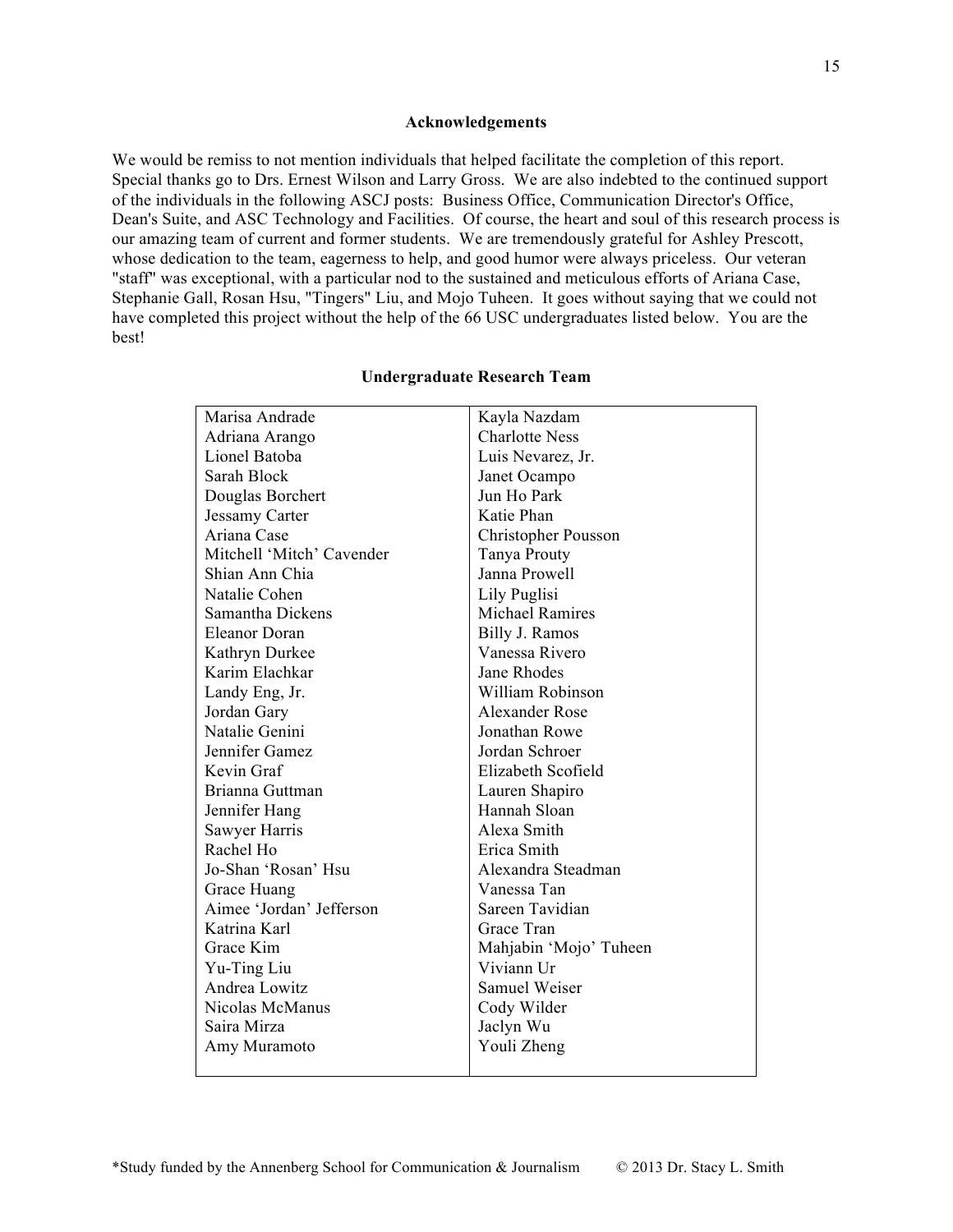### Acknowledgements

We would be remiss to not mention individuals that helped facilitate the completion of this report. Special thanks go to Drs. Ernest Wilson and Larry Gross. We are also indebted to the continued support of the individuals in the following ASCJ posts: Business Office, Communication Director's Office, Dean's Suite, and ASC Technology and Facilities. Of course, the heart and soul of this research process is our amazing team of current and former students. We are tremendously grateful for Ashley Prescott, whose dedication to the team, eagerness to help, and good humor were always priceless. Our veteran "staff" was exceptional, with a particular nod to the sustained and meticulous efforts of Ariana Case, Stephanie Gall, Rosan Hsu, "Tingers" Liu, and Mojo Tuheen. It goes without saying that we could not have completed this project without the help of the 66 USC undergraduates listed below. You are the best!

### Undergraduate Research Team

| | |
|---|---|
| Marisa Andrade | Kayla Nazdam |
| Adriana Arango | Charlotte Ness |
| Lionel Batoba | Luis Nevarez, Jr. |
| Sarah Block | Janet Ocampo |
| Douglas Borchert | Jun Ho Park |
| Jessamy Carter | Katie Phan |
| Ariana Case | Christopher Pousson |
| Mitchell 'Mitch' Cavender | Tanya Prouty |
| Shian Ann Chia | Janna Prowell |
| Natalie Cohen | Lily Puglisi |
| Samantha Dickens | Michael Ramires |
| Eleanor Doran | Billy J. Ramos |
| Kathryn Durkee | Vanessa Rivero |
| Karim Elachkar | Jane Rhodes |
| Landy Eng, Jr. | William Robinson |
| Jordan Gary | Alexander Rose |
| Natalie Genini | Jonathan Rowe |
| Jennifer Gamez | Jordan Schroer |
| Kevin Graf | Elizabeth Scofield |
| Brianna Guttman | Lauren Shapiro |
| Jennifer Hang | Hannah Sloan |
| Sawyer Harris | Alexa Smith |
| Rachel Ho | Erica Smith |
| Jo-Shan 'Rosan' Hsu | Alexandra Steadman |
| Grace Huang | Vanessa Tan |
| Aimee 'Jordan' Jefferson | Sareen Tavidian |
| Katrina Karl | Grace Tran |
| Grace Kim | Mahjabin 'Mojo' Tuheen |
| Yu-Ting Liu | Viviann Ur |
| Andrea Lowitz | Samuel Weiser |
| Nicolas McManus | Cody Wilder |
| Saira Mirza | Jaclyn Wu |
| Amy Muramoto | Youli Zheng |

*Study funded by the Annenberg School for Communication & Journalism © 2013 Dr. Stacy L. Smith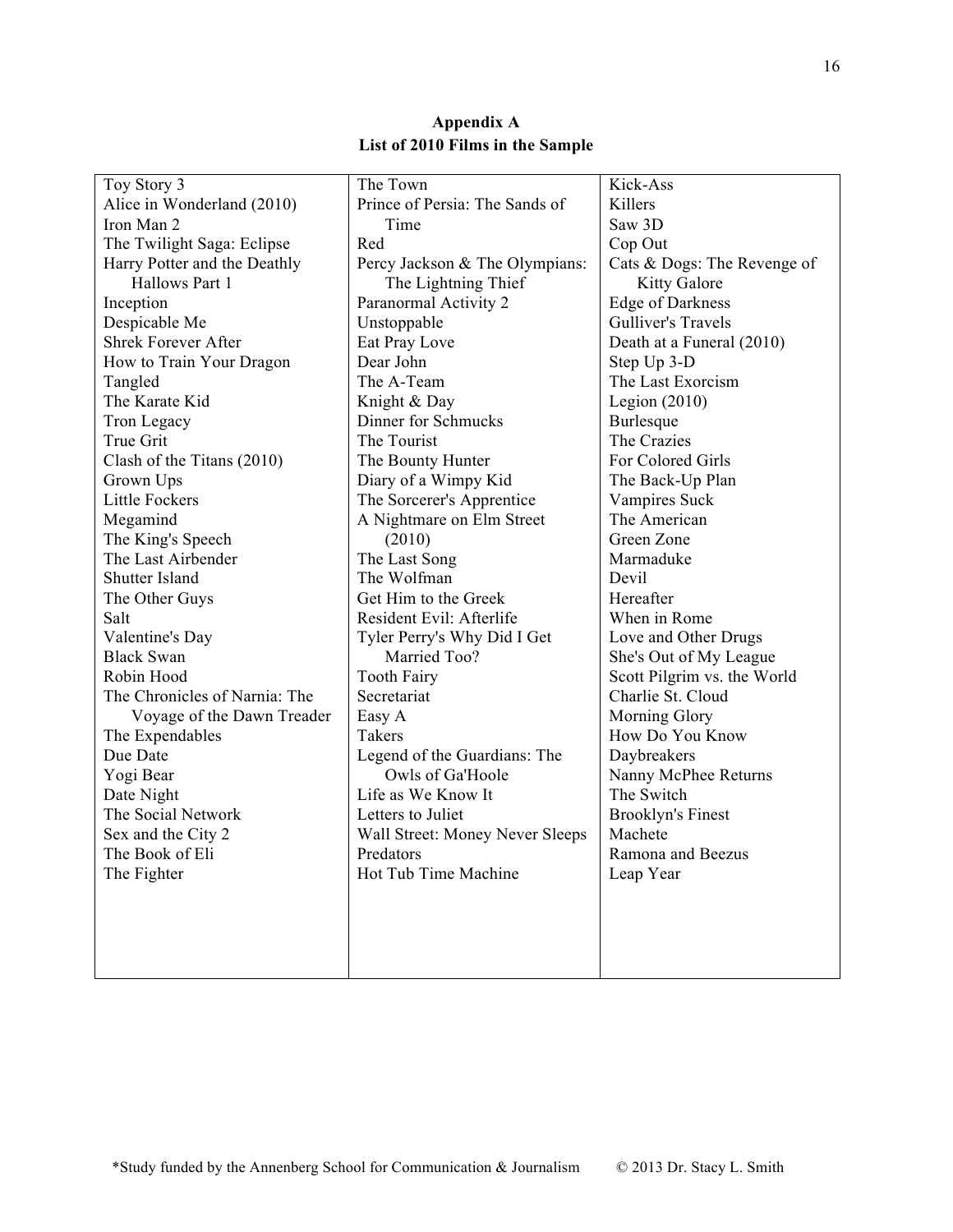**Appendix A**
**List of 2010 Films in the Sample**

| | | |
|---|---|---|
| Toy Story 3 | The Town | Kick-Ass |
| Alice in Wonderland (2010) | Prince of Persia: The Sands of Time | Killers |
| Iron Man 2 | Red | Saw 3D |
| The Twilight Saga: Eclipse | Percy Jackson & The Olympians: The Lightning Thief | Cop Out |
| Harry Potter and the Deathly Hallows Part 1 | Paranormal Activity 2 | Cats & Dogs: The Revenge of Kitty Galore |
| Inception | Unstoppable | Edge of Darkness |
| Despicable Me | Eat Pray Love | Gulliver's Travels |
| Shrek Forever After | Dear John | Death at a Funeral (2010) |
| How to Train Your Dragon | The A-Team | Step Up 3-D |
| Tangled | Knight & Day | The Last Exorcism |
| The Karate Kid | Dinner for Schmucks | Legion (2010) |
| Tron Legacy | The Tourist | Burlesque |
| True Grit | The Bounty Hunter | The Crazies |
| Clash of the Titans (2010) | Diary of a Wimpy Kid | For Colored Girls |
| Grown Ups | The Sorcerer's Apprentice | The Back-Up Plan |
| Little Fockers | A Nightmare on Elm Street (2010) | Vampires Suck |
| Megamind | The Last Song | The American |
| The King's Speech | The Wolfman | Green Zone |
| The Last Airbender | Get Him to the Greek | Marmaduke |
| Shutter Island | Resident Evil: Afterlife | Devil |
| The Other Guys | Tyler Perry's Why Did I Get Married Too? | Hereafter |
| Salt | Tooth Fairy | When in Rome |
| Valentine's Day | Secretariat | Love and Other Drugs |
| Black Swan | Easy A | She's Out of My League |
| Robin Hood | Takers | Scott Pilgrim vs. the World |
| The Chronicles of Narnia: The Voyage of the Dawn Treader | Legend of the Guardians: The Owls of Ga'Hoole | Charlie St. Cloud |
| The Expendables | Life as We Know It | Morning Glory |
| Due Date | Letters to Juliet | How Do You Know |
| Yogi Bear | Wall Street: Money Never Sleeps | Daybreakers |
| Date Night | Predators | Nanny McPhee Returns |
| The Social Network | Hot Tub Time Machine | The Switch |
| Sex and the City 2 | | Brooklyn's Finest |
| The Book of Eli | | Machete |
| The Fighter | | Ramona and Beezus |
| | | Leap Year |

*Study funded by the Annenberg School for Communication & Journalism © 2013 Dr. Stacy L. Smith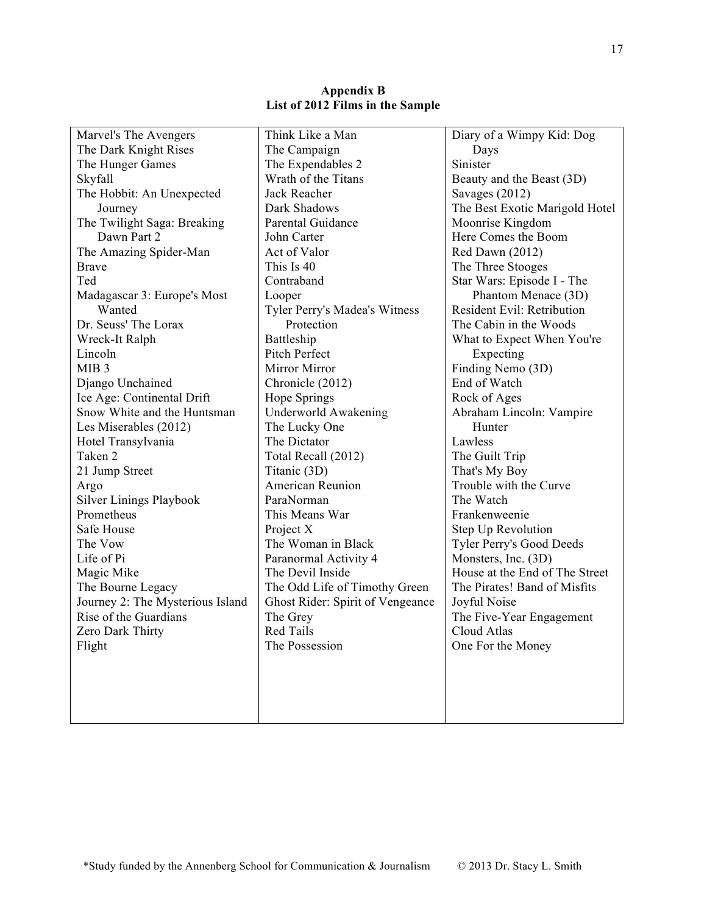**Appendix B**
**List of 2012 Films in the Sample**

| | | |
|---|---|---|
| Marvel's The Avengers | Think Like a Man | Diary of a Wimpy Kid: Dog Days |
| The Dark Knight Rises | The Campaign | Sinister |
| The Hunger Games | The Expendables 2 | Beauty and the Beast (3D) |
| Skyfall | Wrath of the Titans | Savages (2012) |
| The Hobbit: An Unexpected Journey | Jack Reacher | The Best Exotic Marigold Hotel |
| The Twilight Saga: Breaking Dawn Part 2 | Dark Shadows | Moonrise Kingdom |
| The Amazing Spider-Man | Parental Guidance | Here Comes the Boom |
| Brave | John Carter | Red Dawn (2012) |
| Ted | Act of Valor | The Three Stooges |
| Madagascar 3: Europe's Most Wanted | This Is 40 | Star Wars: Episode I - The Phantom Menace (3D) |
| Dr. Seuss' The Lorax | Contraband | Resident Evil: Retribution |
| Wreck-It Ralph | Looper | The Cabin in the Woods |
| Lincoln | Tyler Perry's Madea's Witness Protection | What to Expect When You're Expecting |
| MIB 3 | Battleship | Finding Nemo (3D) |
| Django Unchained | Pitch Perfect | End of Watch |
| Ice Age: Continental Drift | Mirror Mirror | Rock of Ages |
| Snow White and the Huntsman | Chronicle (2012) | Abraham Lincoln: Vampire Hunter |
| Les Miserables (2012) | Hope Springs | Lawless |
| Hotel Transylvania | Underworld Awakening | The Guilt Trip |
| Taken 2 | The Lucky One | That's My Boy |
| 21 Jump Street | The Dictator | Trouble with the Curve |
| Argo | Total Recall (2012) | The Watch |
| Silver Linings Playbook | Titanic (3D) | Frankenweenie |
| Prometheus | American Reunion | Step Up Revolution |
| Safe House | ParaNorman | Tyler Perry's Good Deeds |
| The Vow | This Means War | Monsters, Inc. (3D) |
| Life of Pi | Project X | House at the End of The Street |
| Magic Mike | The Woman in Black | The Pirates! Band of Misfits |
| The Bourne Legacy | Paranormal Activity 4 | Joyful Noise |
| Journey 2: The Mysterious Island | The Devil Inside | The Five-Year Engagement |
| Rise of the Guardians | The Odd Life of Timothy Green | Cloud Atlas |
| Zero Dark Thirty | Ghost Rider: Spirit of Vengeance | One For the Money |
| Flight | The Grey | |
| | Red Tails | |
| | The Possession | |

*Study funded by the Annenberg School for Communication & Journalism © 2013 Dr. Stacy L. Smith